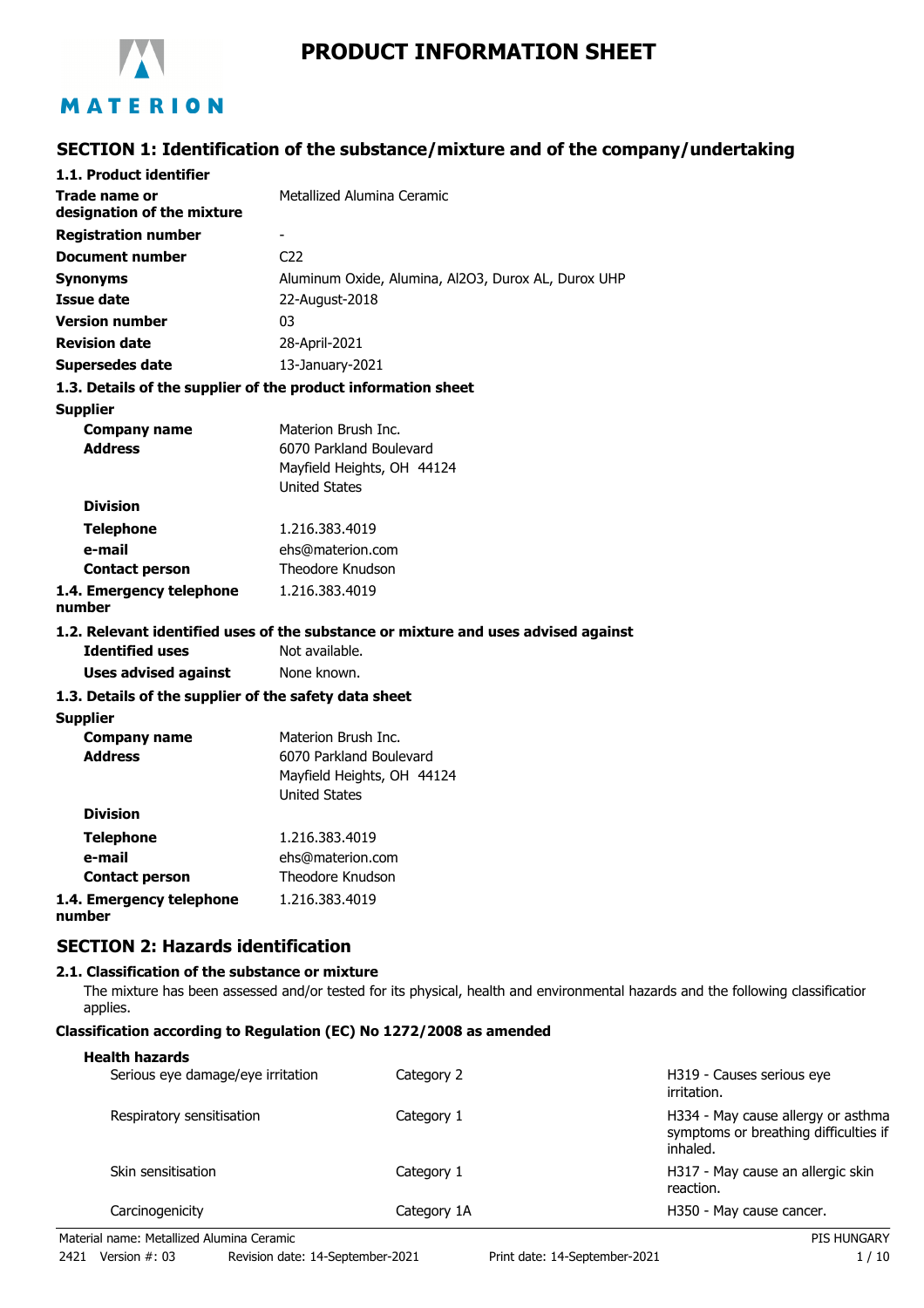# PRODUCT INFORMATION SHEET

## SECTION 1: Identification of the substance/mixture and of the company/undertaking

**1.1. Product identifier**

| | |
|---|---|
| **Trade name or designation of the mixture** | Metallized Alumina Ceramic |
| **Registration number** | - |
| **Document number** | C22 |
| **Synonyms** | Aluminum Oxide, Alumina, Al2O3, Durox AL, Durox UHP |
| **Issue date** | 22-August-2018 |
| **Version number** | 03 |
| **Revision date** | 28-April-2021 |
| **Supersedes date** | 13-January-2021 |

**1.3. Details of the supplier of the product information sheet**

**Supplier**

| | |
|---|---|
| **Company name** | Materion Brush Inc. |
| **Address** | 6070 Parkland Boulevard<br>Mayfield Heights, OH 44124<br>United States |
| **Division** | |
| **Telephone** | 1.216.383.4019 |
| **e-mail** | ehs@materion.com |
| **Contact person** | Theodore Knudson |
| **1.4. Emergency telephone number** | 1.216.383.4019 |

**1.2. Relevant identified uses of the substance or mixture and uses advised against**

| | |
|---|---|
| **Identified uses** | Not available. |
| **Uses advised against** | None known. |

**1.3. Details of the supplier of the safety data sheet**

**Supplier**

| | |
|---|---|
| **Company name** | Materion Brush Inc. |
| **Address** | 6070 Parkland Boulevard<br>Mayfield Heights, OH 44124<br>United States |
| **Division** | |
| **Telephone** | 1.216.383.4019 |
| **e-mail** | ehs@materion.com |
| **Contact person** | Theodore Knudson |
| **1.4. Emergency telephone number** | 1.216.383.4019 |

## SECTION 2: Hazards identification

**2.1. Classification of the substance or mixture**

The mixture has been assessed and/or tested for its physical, health and environmental hazards and the following classification applies.

**Classification according to Regulation (EC) No 1272/2008 as amended**

**Health hazards**

| | | |
|---|---|---|
| Serious eye damage/eye irritation | Category 2 | H319 - Causes serious eye irritation. |
| Respiratory sensitisation | Category 1 | H334 - May cause allergy or asthma symptoms or breathing difficulties if inhaled. |
| Skin sensitisation | Category 1 | H317 - May cause an allergic skin reaction. |
| Carcinogenicity | Category 1A | H350 - May cause cancer. |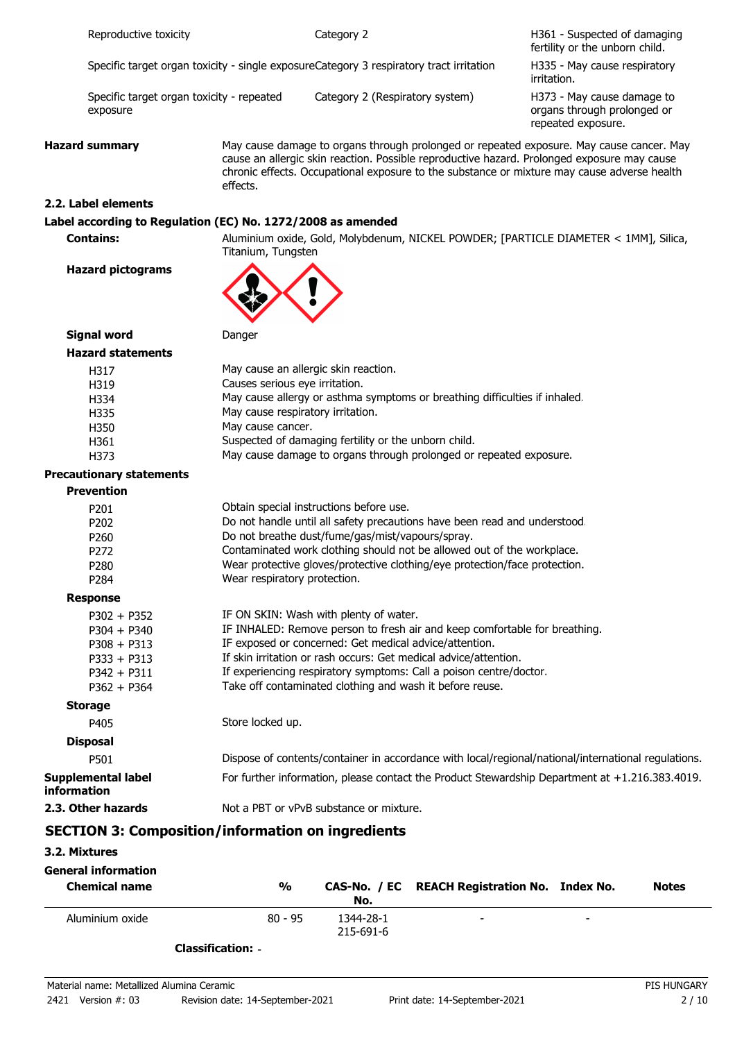| | | |
|---|---|---|
| Reproductive toxicity | Category 2 | H361 - Suspected of damaging fertility or the unborn child. |
| Specific target organ toxicity - single exposure | Category 3 respiratory tract irritation | H335 - May cause respiratory irritation. |
| Specific target organ toxicity - repeated exposure | Category 2 (Respiratory system) | H373 - May cause damage to organs through prolonged or repeated exposure. |

**Hazard summary**

May cause damage to organs through prolonged or repeated exposure. May cause cancer. May cause an allergic skin reaction. Possible reproductive hazard. Prolonged exposure may cause chronic effects. Occupational exposure to the substance or mixture may cause adverse health effects.

### 2.2. Label elements

**Label according to Regulation (EC) No. 1272/2008 as amended**

**Contains:** Aluminium oxide, Gold, Molybdenum, NICKEL POWDER; [PARTICLE DIAMETER < 1MM], Silica, Titanium, Tungsten

**Hazard pictograms**

**Signal word** Danger

**Hazard statements**

| | |
|---|---|
| H317 | May cause an allergic skin reaction. |
| H319 | Causes serious eye irritation. |
| H334 | May cause allergy or asthma symptoms or breathing difficulties if inhaled. |
| H335 | May cause respiratory irritation. |
| H350 | May cause cancer. |
| H361 | Suspected of damaging fertility or the unborn child. |
| H373 | May cause damage to organs through prolonged or repeated exposure. |

**Precautionary statements**

**Prevention**

| | |
|---|---|
| P201 | Obtain special instructions before use. |
| P202 | Do not handle until all safety precautions have been read and understood. |
| P260 | Do not breathe dust/fume/gas/mist/vapours/spray. |
| P272 | Contaminated work clothing should not be allowed out of the workplace. |
| P280 | Wear protective gloves/protective clothing/eye protection/face protection. |
| P284 | Wear respiratory protection. |

**Response**

| | |
|---|---|
| P302 + P352 | IF ON SKIN: Wash with plenty of water. |
| P304 + P340 | IF INHALED: Remove person to fresh air and keep comfortable for breathing. |
| P308 + P313 | IF exposed or concerned: Get medical advice/attention. |
| P333 + P313 | If skin irritation or rash occurs: Get medical advice/attention. |
| P342 + P311 | If experiencing respiratory symptoms: Call a poison centre/doctor. |
| P362 + P364 | Take off contaminated clothing and wash it before reuse. |

**Storage**

| | |
|---|---|
| P405 | Store locked up. |

**Disposal**

| | |
|---|---|
| P501 | Dispose of contents/container in accordance with local/regional/national/international regulations. |

**Supplemental label information** For further information, please contact the Product Stewardship Department at +1.216.383.4019.

**2.3. Other hazards** Not a PBT or vPvB substance or mixture.

## SECTION 3: Composition/information on ingredients

### 3.2. Mixtures

**General information**

| Chemical name | % | CAS-No. / EC No. | REACH Registration No. | Index No. | Notes |
|---|---|---|---|---|---|
| Aluminium oxide | 80 - 95 | 1344-28-1<br>215-691-6 | - | - | |

**Classification:** -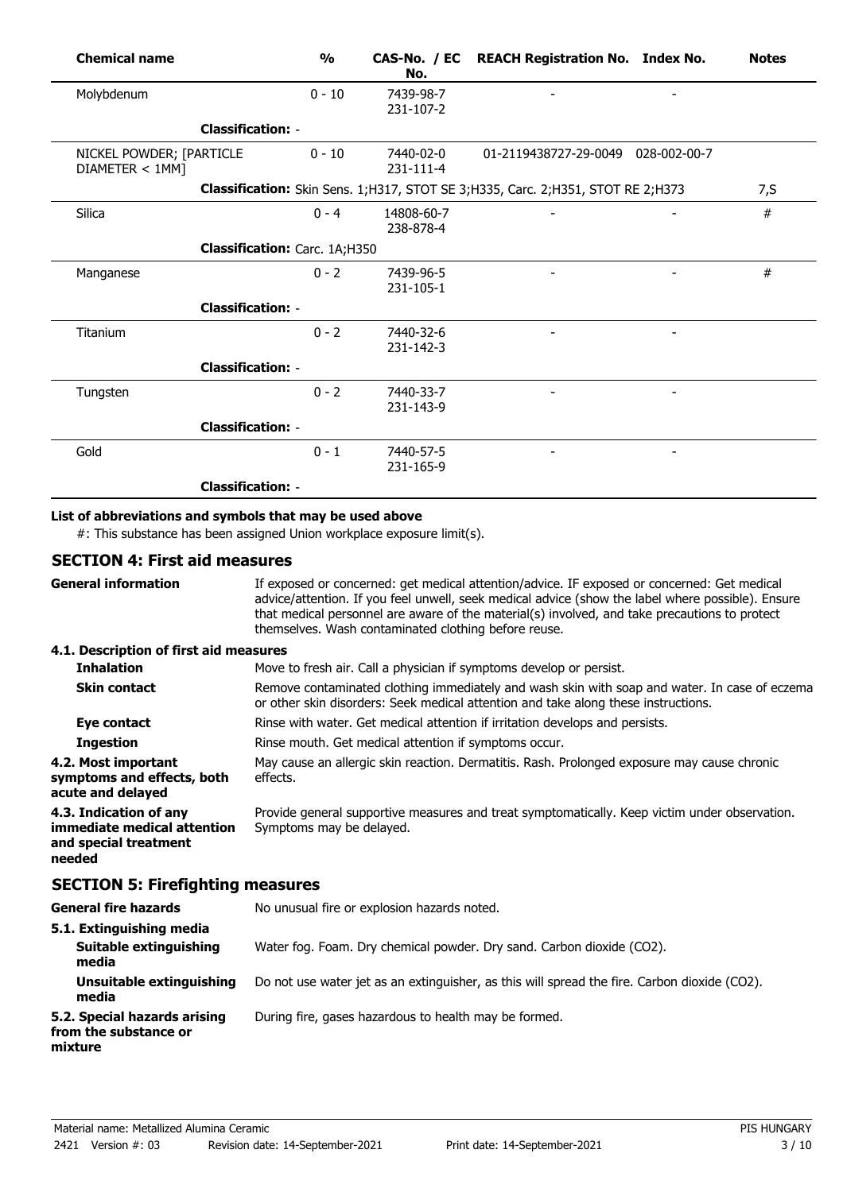| Chemical name | % | CAS-No. / EC No. | REACH Registration No. | Index No. | Notes |
|---|---|---|---|---|---|
| Molybdenum | 0 - 10 | 7439-98-7 231-107-2 | - | - | |
| **Classification:** - | | | | | |
| NICKEL POWDER; [PARTICLE DIAMETER < 1MM] | 0 - 10 | 7440-02-0 231-111-4 | 01-2119438727-29-0049 | 028-002-00-7 | |
| **Classification:** Skin Sens. 1;H317, STOT SE 3;H335, Carc. 2;H351, STOT RE 2;H373 | | | | | 7,S |
| Silica | 0 - 4 | 14808-60-7 238-878-4 | - | - | # |
| **Classification:** Carc. 1A;H350 | | | | | |
| Manganese | 0 - 2 | 7439-96-5 231-105-1 | - | - | # |
| **Classification:** - | | | | | |
| Titanium | 0 - 2 | 7440-32-6 231-142-3 | - | - | |
| **Classification:** - | | | | | |
| Tungsten | 0 - 2 | 7440-33-7 231-143-9 | - | - | |
| **Classification:** - | | | | | |
| Gold | 0 - 1 | 7440-57-5 231-165-9 | - | - | |
| **Classification:** - | | | | | |

**List of abbreviations and symbols that may be used above**

#: This substance has been assigned Union workplace exposure limit(s).

## SECTION 4: First aid measures

**General information**: If exposed or concerned: get medical attention/advice. IF exposed or concerned: Get medical advice/attention. If you feel unwell, seek medical advice (show the label where possible). Ensure that medical personnel are aware of the material(s) involved, and take precautions to protect themselves. Wash contaminated clothing before reuse.

**4.1. Description of first aid measures**

- **Inhalation**: Move to fresh air. Call a physician if symptoms develop or persist.
- **Skin contact**: Remove contaminated clothing immediately and wash skin with soap and water. In case of eczema or other skin disorders: Seek medical attention and take along these instructions.
- **Eye contact**: Rinse with water. Get medical attention if irritation develops and persists.
- **Ingestion**: Rinse mouth. Get medical attention if symptoms occur.

**4.2. Most important symptoms and effects, both acute and delayed**: May cause an allergic skin reaction. Dermatitis. Rash. Prolonged exposure may cause chronic effects.

**4.3. Indication of any immediate medical attention and special treatment needed**: Provide general supportive measures and treat symptomatically. Keep victim under observation. Symptoms may be delayed.

## SECTION 5: Firefighting measures

**General fire hazards**: No unusual fire or explosion hazards noted.

**5.1. Extinguishing media**

- **Suitable extinguishing media**: Water fog. Foam. Dry chemical powder. Dry sand. Carbon dioxide ($CO_2$).
- **Unsuitable extinguishing media**: Do not use water jet as an extinguisher, as this will spread the fire. Carbon dioxide ($CO_2$).

**5.2. Special hazards arising from the substance or mixture**: During fire, gases hazardous to health may be formed.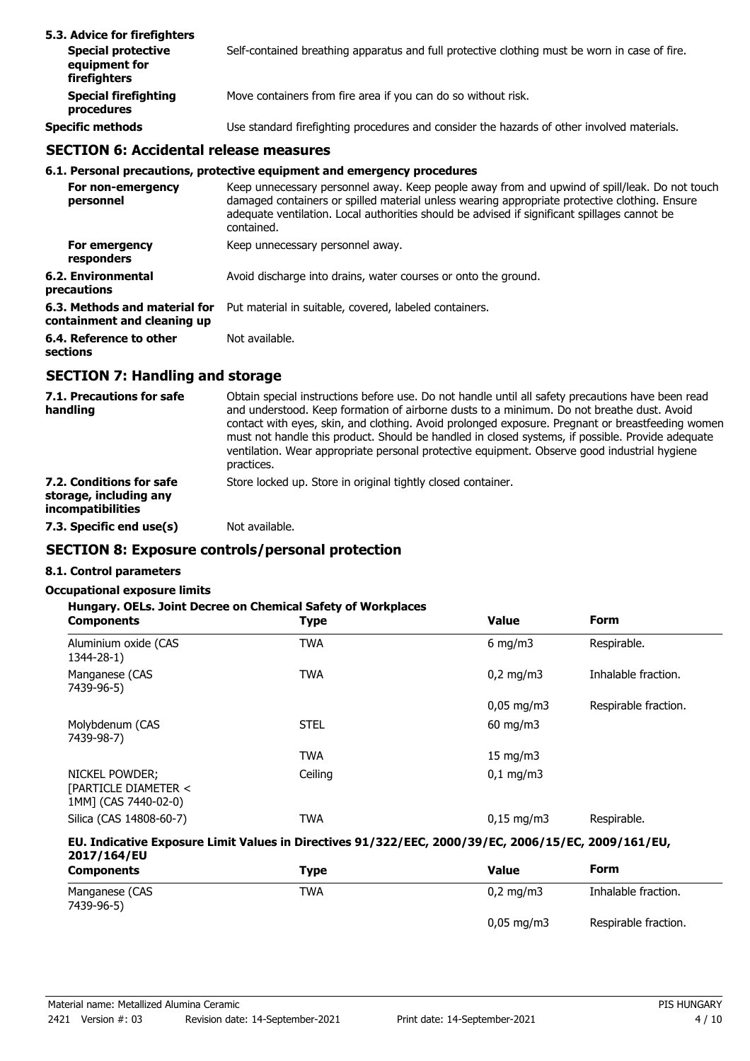### 5.3. Advice for firefighters

| | |
|---|---|
| **Special protective equipment for firefighters** | Self-contained breathing apparatus and full protective clothing must be worn in case of fire. |
| **Special firefighting procedures** | Move containers from fire area if you can do so without risk. |
| **Specific methods** | Use standard firefighting procedures and consider the hazards of other involved materials. |

## SECTION 6: Accidental release measures

### 6.1. Personal precautions, protective equipment and emergency procedures

| | |
|---|---|
| **For non-emergency personnel** | Keep unnecessary personnel away. Keep people away from and upwind of spill/leak. Do not touch damaged containers or spilled material unless wearing appropriate protective clothing. Ensure adequate ventilation. Local authorities should be advised if significant spillages cannot be contained. |
| **For emergency responders** | Keep unnecessary personnel away. |
| **6.2. Environmental precautions** | Avoid discharge into drains, water courses or onto the ground. |
| **6.3. Methods and material for containment and cleaning up** | Put material in suitable, covered, labeled containers. |
| **6.4. Reference to other sections** | Not available. |

## SECTION 7: Handling and storage

| | |
|---|---|
| **7.1. Precautions for safe handling** | Obtain special instructions before use. Do not handle until all safety precautions have been read and understood. Keep formation of airborne dusts to a minimum. Do not breathe dust. Avoid contact with eyes, skin, and clothing. Avoid prolonged exposure. Pregnant or breastfeeding women must not handle this product. Should be handled in closed systems, if possible. Provide adequate ventilation. Wear appropriate personal protective equipment. Observe good industrial hygiene practices. |
| **7.2. Conditions for safe storage, including any incompatibilities** | Store locked up. Store in original tightly closed container. |
| **7.3. Specific end use(s)** | Not available. |

## SECTION 8: Exposure controls/personal protection

### 8.1. Control parameters

**Occupational exposure limits**

**Hungary. OELs. Joint Decree on Chemical Safety of Workplaces**

| Components | Type | Value | Form |
|---|---|---|---|
| Aluminium oxide (CAS 1344-28-1) | TWA | 6 mg/m3 | Respirable. |
| Manganese (CAS 7439-96-5) | TWA | 0,2 mg/m3 | Inhalable fraction. |
| | | 0,05 mg/m3 | Respirable fraction. |
| Molybdenum (CAS 7439-98-7) | STEL | 60 mg/m3 | |
| | TWA | 15 mg/m3 | |
| NICKEL POWDER; [PARTICLE DIAMETER < 1MM] (CAS 7440-02-0) | Ceiling | 0,1 mg/m3 | |
| Silica (CAS 14808-60-7) | TWA | 0,15 mg/m3 | Respirable. |

**EU. Indicative Exposure Limit Values in Directives 91/322/EEC, 2000/39/EC, 2006/15/EC, 2009/161/EU, 2017/164/EU**

| Components | Type | Value | Form |
|---|---|---|---|
| Manganese (CAS 7439-96-5) | TWA | 0,2 mg/m3 | Inhalable fraction. |
| | | 0,05 mg/m3 | Respirable fraction. |

Material name: Metallized Alumina Ceramic
2421 Version #: 03 Revision date: 14-September-2021 Print date: 14-September-2021
PIS HUNGARY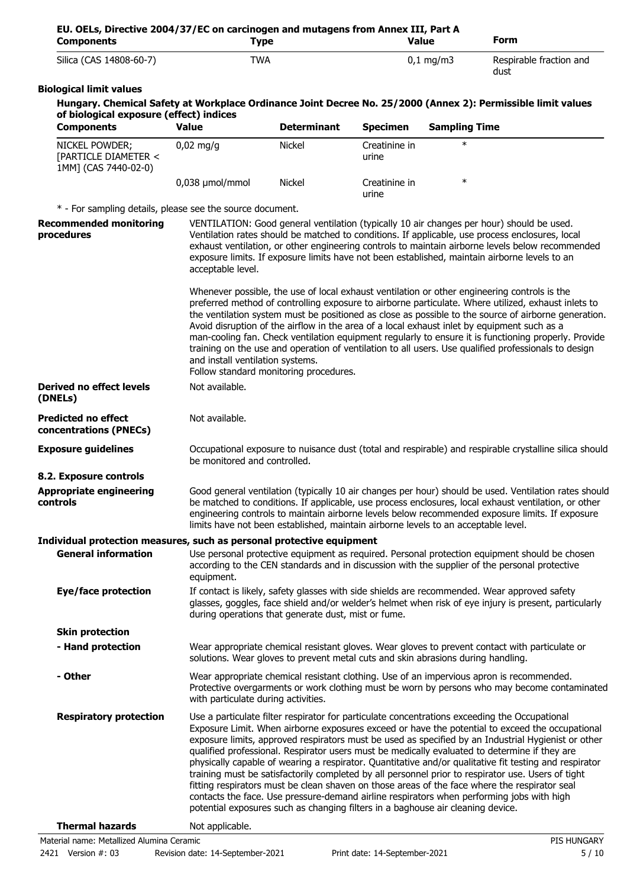**EU. OELs, Directive 2004/37/EC on carcinogen and mutagens from Annex III, Part A**

| Components | Type | Value | Form |
| --- | --- | --- | --- |
| Silica (CAS 14808-60-7) | TWA | 0,1 mg/m3 | Respirable fraction and dust |

### Biological limit values

**Hungary. Chemical Safety at Workplace Ordinance Joint Decree No. 25/2000 (Annex 2): Permissible limit values of biological exposure (effect) indices**

| Components | Value | Determinant | Specimen | Sampling Time |
| --- | --- | --- | --- | --- |
| NICKEL POWDER; [PARTICLE DIAMETER < 1MM] (CAS 7440-02-0) | 0,02 mg/g | Nickel | Creatinine in urine | * |
| | 0,038 µmol/mmol | Nickel | Creatinine in urine | * |

* - For sampling details, please see the source document.

**Recommended monitoring procedures**

VENTILATION: Good general ventilation (typically 10 air changes per hour) should be used. Ventilation rates should be matched to conditions. If applicable, use process enclosures, local exhaust ventilation, or other engineering controls to maintain airborne levels below recommended exposure limits. If exposure limits have not been established, maintain airborne levels to an acceptable level.

Whenever possible, the use of local exhaust ventilation or other engineering controls is the preferred method of controlling exposure to airborne particulate. Where utilized, exhaust inlets to the ventilation system must be positioned as close as possible to the source of airborne generation. Avoid disruption of the airflow in the area of a local exhaust inlet by equipment such as a man-cooling fan. Check ventilation equipment regularly to ensure it is functioning properly. Provide training on the use and operation of ventilation to all users. Use qualified professionals to design and install ventilation systems.
Follow standard monitoring procedures.

**Derived no effect levels (DNELs)**
Not available.

**Predicted no effect concentrations (PNECs)**
Not available.

**Exposure guidelines**
Occupational exposure to nuisance dust (total and respirable) and respirable crystalline silica should be monitored and controlled.

### 8.2. Exposure controls

**Appropriate engineering controls**
Good general ventilation (typically 10 air changes per hour) should be used. Ventilation rates should be matched to conditions. If applicable, use process enclosures, local exhaust ventilation, or other engineering controls to maintain airborne levels below recommended exposure limits. If exposure limits have not been established, maintain airborne levels to an acceptable level.

### Individual protection measures, such as personal protective equipment

**General information**
Use personal protective equipment as required. Personal protection equipment should be chosen according to the CEN standards and in discussion with the supplier of the personal protective equipment.

**Eye/face protection**
If contact is likely, safety glasses with side shields are recommended. Wear approved safety glasses, goggles, face shield and/or welder's helmet when risk of eye injury is present, particularly during operations that generate dust, mist or fume.

**Skin protection**

**- Hand protection**
Wear appropriate chemical resistant gloves. Wear gloves to prevent contact with particulate or solutions. Wear gloves to prevent metal cuts and skin abrasions during handling.

**- Other**
Wear appropriate chemical resistant clothing. Use of an impervious apron is recommended. Protective overgarments or work clothing must be worn by persons who may become contaminated with particulate during activities.

**Respiratory protection**
Use a particulate filter respirator for particulate concentrations exceeding the Occupational Exposure Limit. When airborne exposures exceed or have the potential to exceed the occupational exposure limits, approved respirators must be used as specified by an Industrial Hygienist or other qualified professional. Respirator users must be medically evaluated to determine if they are physically capable of wearing a respirator. Quantitative and/or qualitative fit testing and respirator training must be satisfactorily completed by all personnel prior to respirator use. Users of tight fitting respirators must be clean shaven on those areas of the face where the respirator seal contacts the face. Use pressure-demand airline respirators when performing jobs with high potential exposures such as changing filters in a baghouse air cleaning device.

**Thermal hazards**
Not applicable.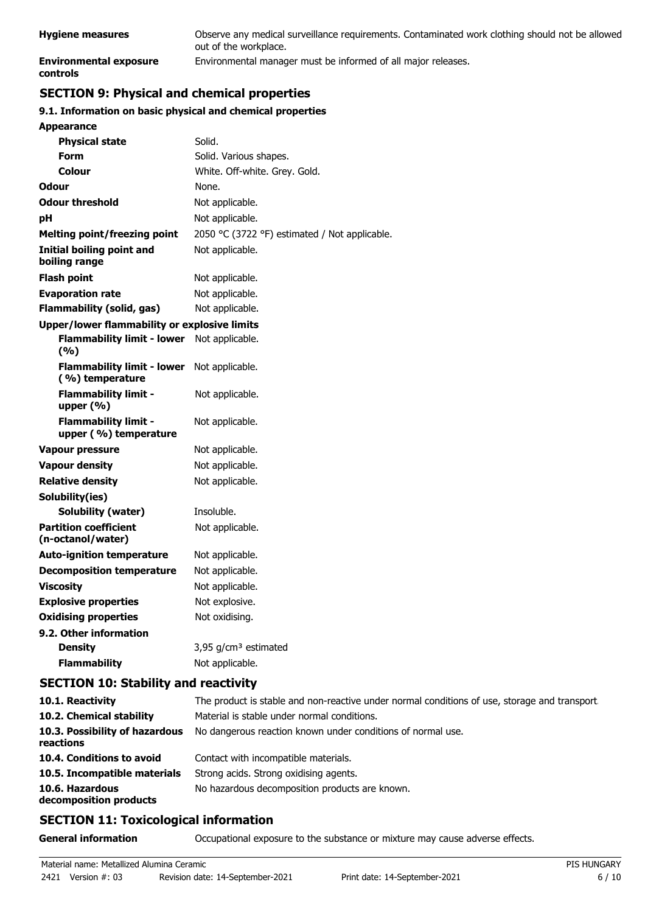| | |
|---|---|
| **Hygiene measures** | Observe any medical surveillance requirements. Contaminated work clothing should not be allowed out of the workplace. |
| **Environmental exposure controls** | Environmental manager must be informed of all major releases. |

## SECTION 9: Physical and chemical properties

### 9.1. Information on basic physical and chemical properties

| | |
|---|---|
| **Appearance** | |
| **Physical state** | Solid. |
| **Form** | Solid. Various shapes. |
| **Colour** | White. Off-white. Grey. Gold. |
| **Odour** | None. |
| **Odour threshold** | Not applicable. |
| **pH** | Not applicable. |
| **Melting point/freezing point** | 2050 °C (3722 °F) estimated / Not applicable. |
| **Initial boiling point and boiling range** | Not applicable. |
| **Flash point** | Not applicable. |
| **Evaporation rate** | Not applicable. |
| **Flammability (solid, gas)** | Not applicable. |
| **Upper/lower flammability or explosive limits** | |
| **Flammability limit - lower (%)** | Not applicable. |
| **Flammability limit - lower (%) temperature** | Not applicable. |
| **Flammability limit - upper (%)** | Not applicable. |
| **Flammability limit - upper (%) temperature** | Not applicable. |
| **Vapour pressure** | Not applicable. |
| **Vapour density** | Not applicable. |
| **Relative density** | Not applicable. |
| **Solubility(ies)** | |
| **Solubility (water)** | Insoluble. |
| **Partition coefficient (n-octanol/water)** | Not applicable. |
| **Auto-ignition temperature** | Not applicable. |
| **Decomposition temperature** | Not applicable. |
| **Viscosity** | Not applicable. |
| **Explosive properties** | Not explosive. |
| **Oxidising properties** | Not oxidising. |
| **9.2. Other information** | |
| **Density** | 3,95 g/cm³ estimated |
| **Flammability** | Not applicable. |

## SECTION 10: Stability and reactivity

| | |
|---|---|
| **10.1. Reactivity** | The product is stable and non-reactive under normal conditions of use, storage and transport. |
| **10.2. Chemical stability** | Material is stable under normal conditions. |
| **10.3. Possibility of hazardous reactions** | No dangerous reaction known under conditions of normal use. |
| **10.4. Conditions to avoid** | Contact with incompatible materials. |
| **10.5. Incompatible materials** | Strong acids. Strong oxidising agents. |
| **10.6. Hazardous decomposition products** | No hazardous decomposition products are known. |

## SECTION 11: Toxicological information

| | |
|---|---|
| **General information** | Occupational exposure to the substance or mixture may cause adverse effects. |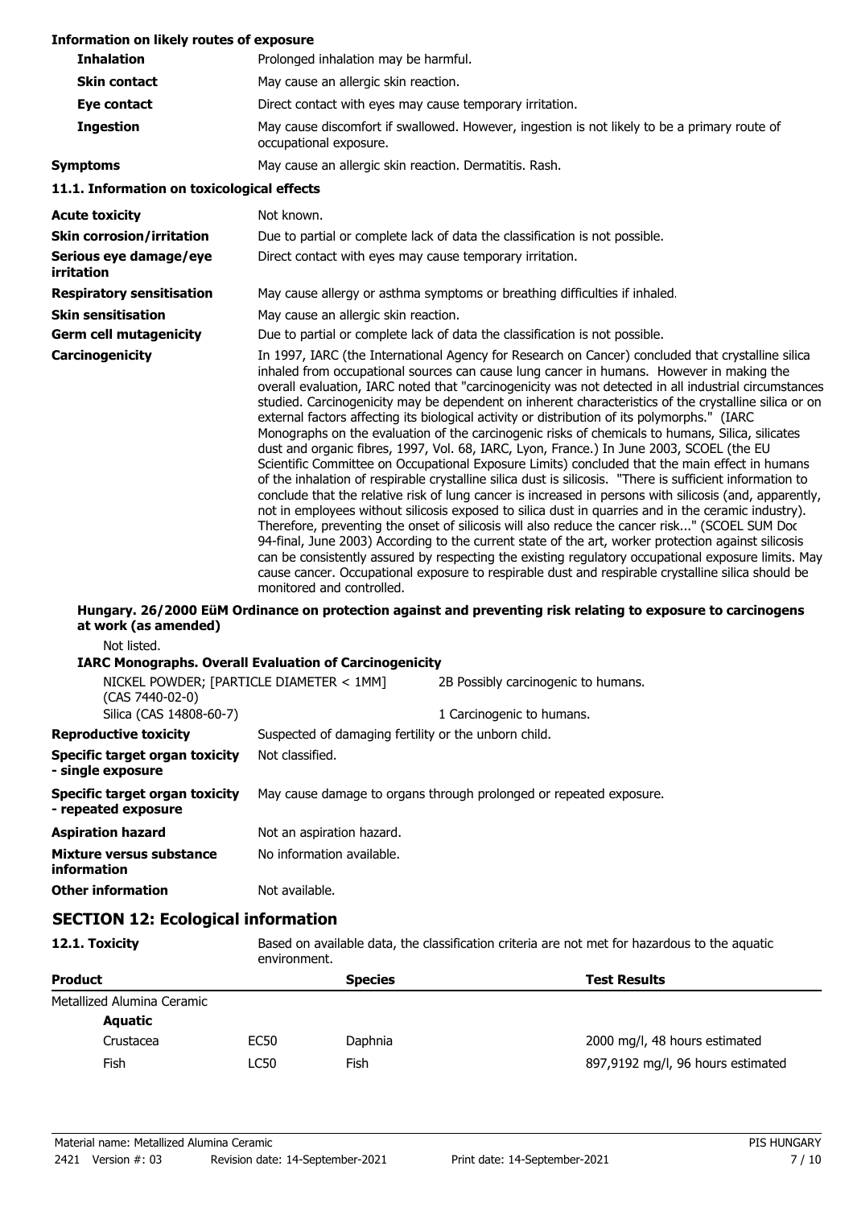**Information on likely routes of exposure**

| | |
|---|---|
| **Inhalation** | Prolonged inhalation may be harmful. |
| **Skin contact** | May cause an allergic skin reaction. |
| **Eye contact** | Direct contact with eyes may cause temporary irritation. |
| **Ingestion** | May cause discomfort if swallowed. However, ingestion is not likely to be a primary route of occupational exposure. |
| **Symptoms** | May cause an allergic skin reaction. Dermatitis. Rash. |

### 11.1. Information on toxicological effects

| | |
|---|---|
| **Acute toxicity** | Not known. |
| **Skin corrosion/irritation** | Due to partial or complete lack of data the classification is not possible. |
| **Serious eye damage/eye irritation** | Direct contact with eyes may cause temporary irritation. |
| **Respiratory sensitisation** | May cause allergy or asthma symptoms or breathing difficulties if inhaled. |
| **Skin sensitisation** | May cause an allergic skin reaction. |
| **Germ cell mutagenicity** | Due to partial or complete lack of data the classification is not possible. |
| **Carcinogenicity** | In 1997, IARC (the International Agency for Research on Cancer) concluded that crystalline silica inhaled from occupational sources can cause lung cancer in humans. However in making the overall evaluation, IARC noted that "carcinogenicity was not detected in all industrial circumstances studied. Carcinogenicity may be dependent on inherent characteristics of the crystalline silica or on external factors affecting its biological activity or distribution of its polymorphs." (IARC Monographs on the evaluation of the carcinogenic risks of chemicals to humans, Silica, silicates dust and organic fibres, 1997, Vol. 68, IARC, Lyon, France.) In June 2003, SCOEL (the EU Scientific Committee on Occupational Exposure Limits) concluded that the main effect in humans of the inhalation of respirable crystalline silica dust is silicosis. "There is sufficient information to conclude that the relative risk of lung cancer is increased in persons with silicosis (and, apparently, not in employees without silicosis exposed to silica dust in quarries and in the ceramic industry). Therefore, preventing the onset of silicosis will also reduce the cancer risk..." (SCOEL SUM Doc 94-final, June 2003) According to the current state of the art, worker protection against silicosis can be consistently assured by respecting the existing regulatory occupational exposure limits. May cause cancer. Occupational exposure to respirable dust and respirable crystalline silica should be monitored and controlled. |

**Hungary. 26/2000 EüM Ordinance on protection against and preventing risk relating to exposure to carcinogens at work (as amended)**

Not listed.

**IARC Monographs. Overall Evaluation of Carcinogenicity**

| | |
|---|---|
| NICKEL POWDER; [PARTICLE DIAMETER < 1MM] (CAS 7440-02-0) | 2B Possibly carcinogenic to humans. |
| Silica (CAS 14808-60-7) | 1 Carcinogenic to humans. |

| | |
|---|---|
| **Reproductive toxicity** | Suspected of damaging fertility or the unborn child. |
| **Specific target organ toxicity - single exposure** | Not classified. |
| **Specific target organ toxicity - repeated exposure** | May cause damage to organs through prolonged or repeated exposure. |
| **Aspiration hazard** | Not an aspiration hazard. |
| **Mixture versus substance information** | No information available. |
| **Other information** | Not available. |

## SECTION 12: Ecological information

**12.1. Toxicity** Based on available data, the classification criteria are not met for hazardous to the aquatic environment.

| Product | | Species | Test Results |
|---|---|---|---|
| Metallized Alumina Ceramic | | | |
| **Aquatic** | | | |
| Crustacea | EC50 | Daphnia | 2000 mg/l, 48 hours estimated |
| Fish | LC50 | Fish | 897,9192 mg/l, 96 hours estimated |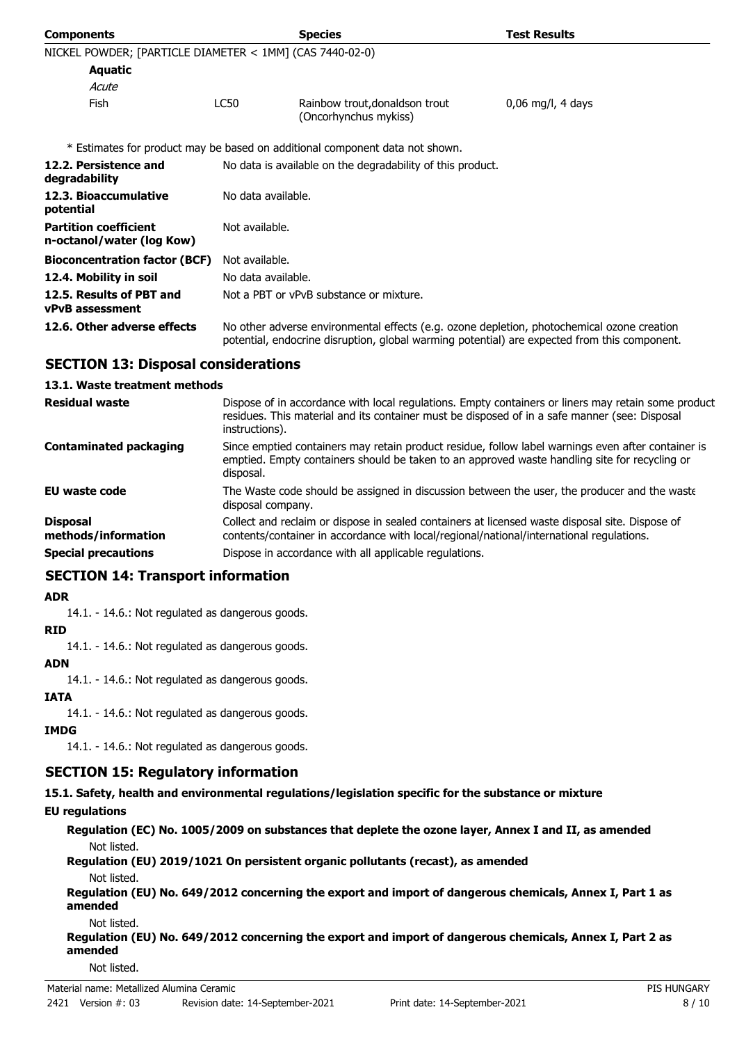| Components | | Species | Test Results |
| --- | --- | --- | --- |
| NICKEL POWDER; [PARTICLE DIAMETER < 1MM] (CAS 7440-02-0) | | | |
| **Aquatic** | | | |
| *Acute* | | | |
| Fish | LC50 | Rainbow trout,donaldson trout (Oncorhynchus mykiss) | 0,06 mg/l, 4 days |

\* Estimates for product may be based on additional component data not shown.

| | |
| --- | --- |
| **12.2. Persistence and degradability** | No data is available on the degradability of this product. |
| **12.3. Bioaccumulative potential** | No data available. |
| **Partition coefficient n-octanol/water (log Kow)** | Not available. |
| **Bioconcentration factor (BCF)** | Not available. |
| **12.4. Mobility in soil** | No data available. |
| **12.5. Results of PBT and vPvB assessment** | Not a PBT or vPvB substance or mixture. |
| **12.6. Other adverse effects** | No other adverse environmental effects (e.g. ozone depletion, photochemical ozone creation potential, endocrine disruption, global warming potential) are expected from this component. |

## SECTION 13: Disposal considerations

### 13.1. Waste treatment methods

| | |
| --- | --- |
| **Residual waste** | Dispose of in accordance with local regulations. Empty containers or liners may retain some product residues. This material and its container must be disposed of in a safe manner (see: Disposal instructions). |
| **Contaminated packaging** | Since emptied containers may retain product residue, follow label warnings even after container is emptied. Empty containers should be taken to an approved waste handling site for recycling or disposal. |
| **EU waste code** | The Waste code should be assigned in discussion between the user, the producer and the waste disposal company. |
| **Disposal methods/information** | Collect and reclaim or dispose in sealed containers at licensed waste disposal site. Dispose of contents/container in accordance with local/regional/national/international regulations. |
| **Special precautions** | Dispose in accordance with all applicable regulations. |

## SECTION 14: Transport information

**ADR**

14.1. - 14.6.: Not regulated as dangerous goods.

**RID**

14.1. - 14.6.: Not regulated as dangerous goods.

**ADN**

14.1. - 14.6.: Not regulated as dangerous goods.

**IATA**

14.1. - 14.6.: Not regulated as dangerous goods.

**IMDG**

14.1. - 14.6.: Not regulated as dangerous goods.

## SECTION 15: Regulatory information

### 15.1. Safety, health and environmental regulations/legislation specific for the substance or mixture

**EU regulations**

**Regulation (EC) No. 1005/2009 on substances that deplete the ozone layer, Annex I and II, as amended**

Not listed.

**Regulation (EU) 2019/1021 On persistent organic pollutants (recast), as amended**

Not listed.

**Regulation (EU) No. 649/2012 concerning the export and import of dangerous chemicals, Annex I, Part 1 as amended**

Not listed.

**Regulation (EU) No. 649/2012 concerning the export and import of dangerous chemicals, Annex I, Part 2 as amended**

Not listed.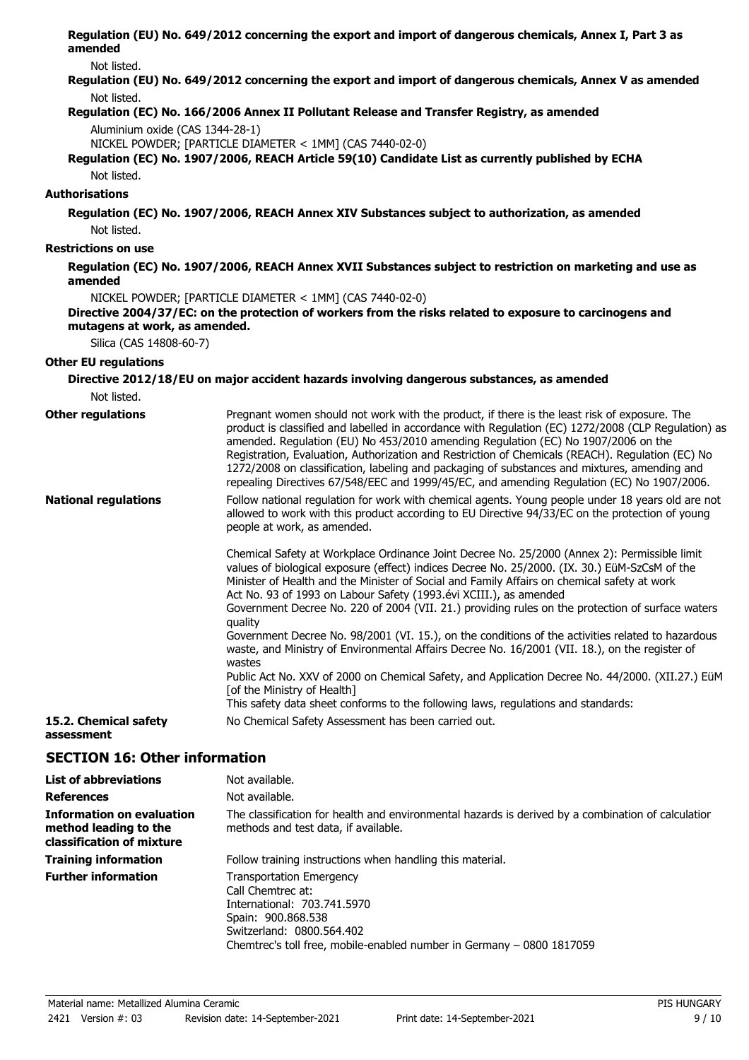**Regulation (EU) No. 649/2012 concerning the export and import of dangerous chemicals, Annex I, Part 3 as amended**

Not listed.

**Regulation (EU) No. 649/2012 concerning the export and import of dangerous chemicals, Annex V as amended**

Not listed.

**Regulation (EC) No. 166/2006 Annex II Pollutant Release and Transfer Registry, as amended**

Aluminium oxide (CAS 1344-28-1)

NICKEL POWDER; [PARTICLE DIAMETER < 1MM] (CAS 7440-02-0)

**Regulation (EC) No. 1907/2006, REACH Article 59(10) Candidate List as currently published by ECHA**

Not listed.

**Authorisations**

**Regulation (EC) No. 1907/2006, REACH Annex XIV Substances subject to authorization, as amended**

Not listed.

**Restrictions on use**

**Regulation (EC) No. 1907/2006, REACH Annex XVII Substances subject to restriction on marketing and use as amended**

NICKEL POWDER; [PARTICLE DIAMETER < 1MM] (CAS 7440-02-0)

**Directive 2004/37/EC: on the protection of workers from the risks related to exposure to carcinogens and mutagens at work, as amended.**

Silica (CAS 14808-60-7)

**Other EU regulations**

**Directive 2012/18/EU on major accident hazards involving dangerous substances, as amended**

Not listed.

**Other regulations**

Pregnant women should not work with the product, if there is the least risk of exposure. The product is classified and labelled in accordance with Regulation (EC) 1272/2008 (CLP Regulation) as amended. Regulation (EU) No 453/2010 amending Regulation (EC) No 1907/2006 on the Registration, Evaluation, Authorization and Restriction of Chemicals (REACH). Regulation (EC) No 1272/2008 on classification, labeling and packaging of substances and mixtures, amending and repealing Directives 67/548/EEC and 1999/45/EC, and amending Regulation (EC) No 1907/2006.

**National regulations**

Follow national regulation for work with chemical agents. Young people under 18 years old are not allowed to work with this product according to EU Directive 94/33/EC on the protection of young people at work, as amended.

Chemical Safety at Workplace Ordinance Joint Decree No. 25/2000 (Annex 2): Permissible limit values of biological exposure (effect) indices Decree No. 25/2000. (IX. 30.) EüM-SzCsM of the Minister of Health and the Minister of Social and Family Affairs on chemical safety at work
Act No. 93 of 1993 on Labour Safety (1993.évi XCIII.), as amended
Government Decree No. 220 of 2004 (VII. 21.) providing rules on the protection of surface waters quality
Government Decree No. 98/2001 (VI. 15.), on the conditions of the activities related to hazardous waste, and Ministry of Environmental Affairs Decree No. 16/2001 (VII. 18.), on the register of wastes
Public Act No. XXV of 2000 on Chemical Safety, and Application Decree No. 44/2000. (XII.27.) EüM [of the Ministry of Health]
This safety data sheet conforms to the following laws, regulations and standards:

**15.2. Chemical safety assessment**

No Chemical Safety Assessment has been carried out.

## SECTION 16: Other information

**List of abbreviations**

Not available.

**References**

Not available.

**Information on evaluation method leading to the classification of mixture**

The classification for health and environmental hazards is derived by a combination of calculatior methods and test data, if available.

**Training information**

Follow training instructions when handling this material.

**Further information**

Transportation Emergency
Call Chemtrec at:
International: 703.741.5970
Spain: 900.868.538
Switzerland: 0800.564.402
Chemtrec's toll free, mobile-enabled number in Germany – 0800 1817059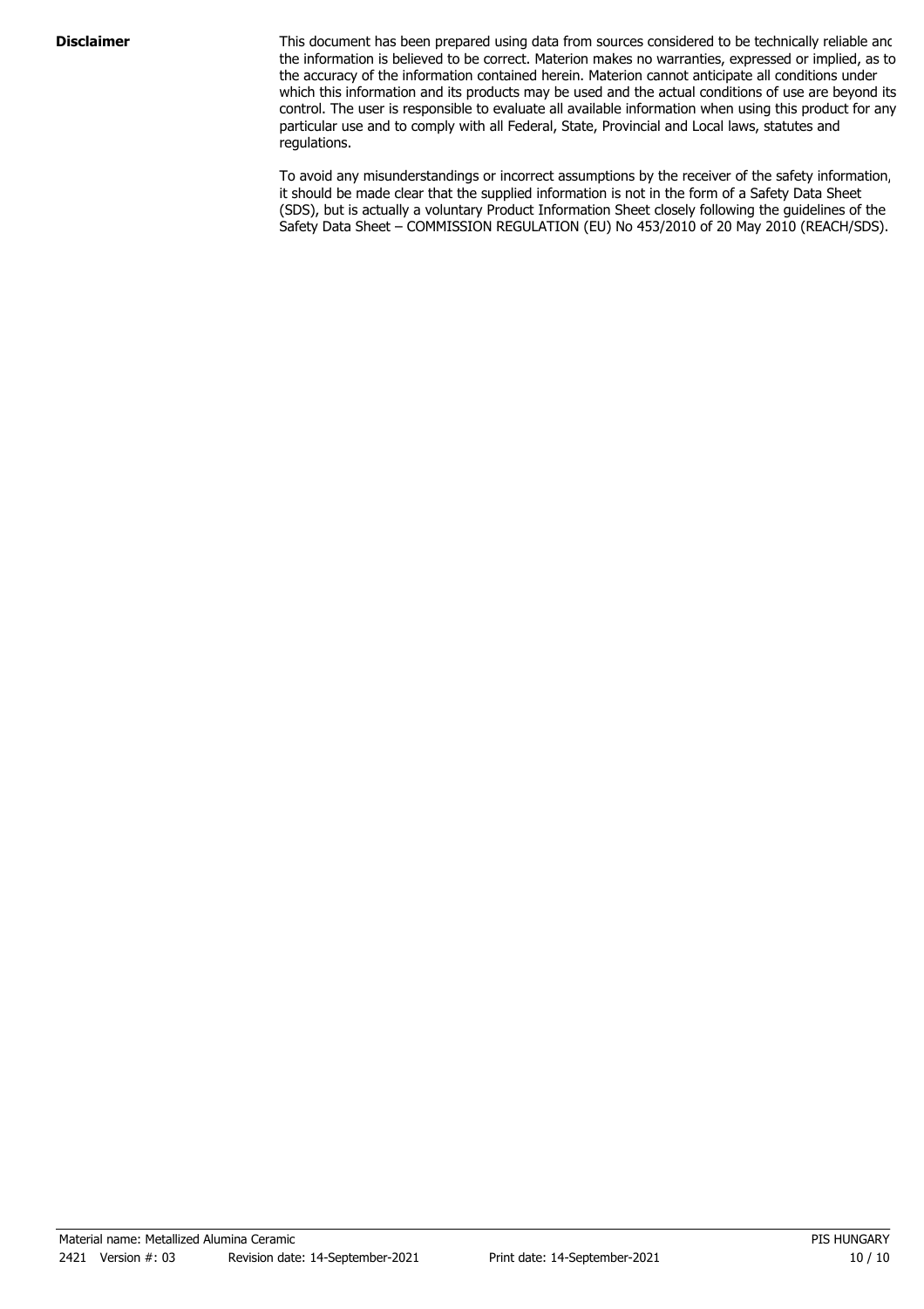**Disclaimer**

This document has been prepared using data from sources considered to be technically reliable and the information is believed to be correct. Materion makes no warranties, expressed or implied, as to the accuracy of the information contained herein. Materion cannot anticipate all conditions under which this information and its products may be used and the actual conditions of use are beyond its control. The user is responsible to evaluate all available information when using this product for any particular use and to comply with all Federal, State, Provincial and Local laws, statutes and regulations.

To avoid any misunderstandings or incorrect assumptions by the receiver of the safety information, it should be made clear that the supplied information is not in the form of a Safety Data Sheet (SDS), but is actually a voluntary Product Information Sheet closely following the guidelines of the Safety Data Sheet – COMMISSION REGULATION (EU) No 453/2010 of 20 May 2010 (REACH/SDS).